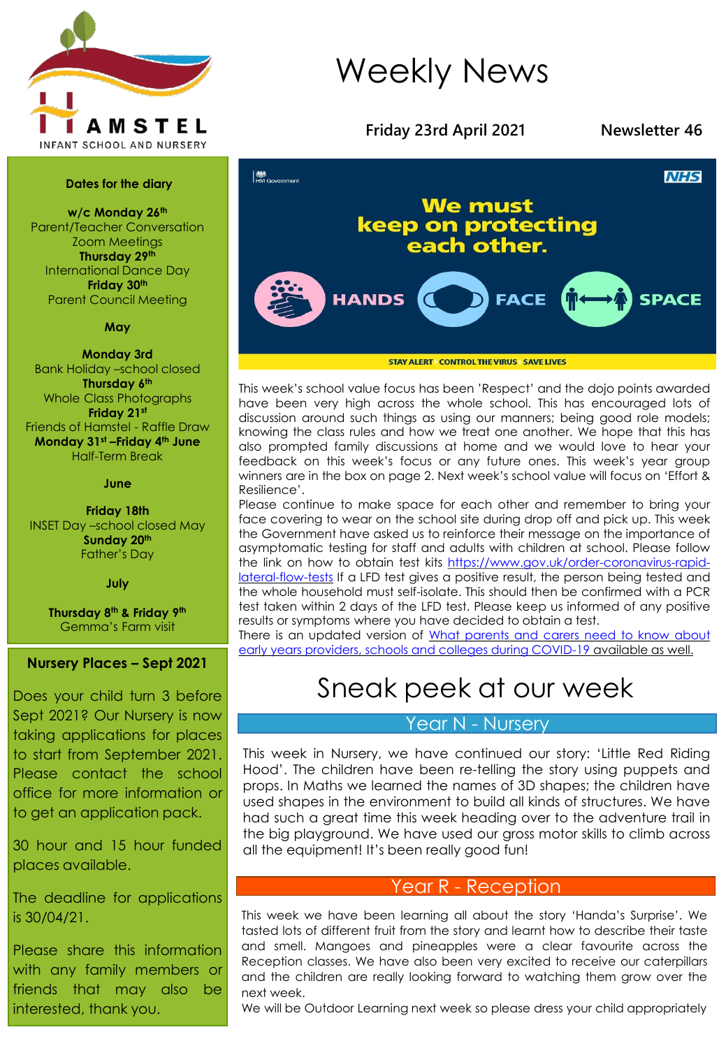# Weekly News

**Friday 23rd April 2021** **Newsletter 46**

HAMSTEL INFANT SCHOOL AND NURSERY

**Dates for the diary**

**w/c Monday 26th**
Parent/Teacher Conversation Zoom Meetings
**Thursday 29th**
International Dance Day
**Friday 30th**
Parent Council Meeting

**May**

**Monday 3rd**
Bank Holiday –school closed
**Thursday 6th**
Whole Class Photographs
**Friday 21st**
Friends of Hamstel - Raffle Draw
**Monday 31st –Friday 4th June**
Half-Term Break

**June**

**Friday 18th**
INSET Day –school closed May
**Sunday 20th**
Father's Day

**July**

**Thursday 8th & Friday 9th**
Gemma's Farm visit

**Nursery Places – Sept 2021**

Does your child turn 3 before Sept 2021? Our Nursery is now taking applications for places to start from September 2021. Please contact the school office for more information or to get an application pack.

30 hour and 15 hour funded places available.

The deadline for applications is 30/04/21.

Please share this information with any family members or friends that may also be interested, thank you.

HM Government NHS

**We must keep on protecting each other.**

HANDS FACE SPACE

STAY ALERT CONTROL THE VIRUS SAVE LIVES

This week's school value focus has been 'Respect' and the dojo points awarded have been very high across the whole school. This has encouraged lots of discussion around such things as using our manners; being good role models; knowing the class rules and how we treat one another. We hope that this has also prompted family discussions at home and we would love to hear your feedback on this week's focus or any future ones. This week's year group winners are in the box on page 2. Next week's school value will focus on 'Effort & Resilience'.

Please continue to make space for each other and remember to bring your face covering to wear on the school site during drop off and pick up. This week the Government have asked us to reinforce their message on the importance of asymptomatic testing for staff and adults with children at school. Please follow the link on how to obtain test kits https://www.gov.uk/order-coronavirus-rapid-lateral-flow-tests If a LFD test gives a positive result, the person being tested and the whole household must self-isolate. This should then be confirmed with a PCR test taken within 2 days of the LFD test. Please keep us informed of any positive results or symptoms where you have decided to obtain a test.

There is an updated version of What parents and carers need to know about early years providers, schools and colleges during COVID-19 available as well.

# Sneak peek at our week

## Year N - Nursery

This week in Nursery, we have continued our story: 'Little Red Riding Hood'. The children have been re-telling the story using puppets and props. In Maths we learned the names of 3D shapes; the children have used shapes in the environment to build all kinds of structures. We have had such a great time this week heading over to the adventure trail in the big playground. We have used our gross motor skills to climb across all the equipment! It's been really good fun!

## Year R - Reception

This week we have been learning all about the story 'Handa's Surprise'. We tasted lots of different fruit from the story and learnt how to describe their taste and smell. Mangoes and pineapples were a clear favourite across the Reception classes. We have also been very excited to receive our caterpillars and the children are really looking forward to watching them grow over the next week.

We will be Outdoor Learning next week so please dress your child appropriately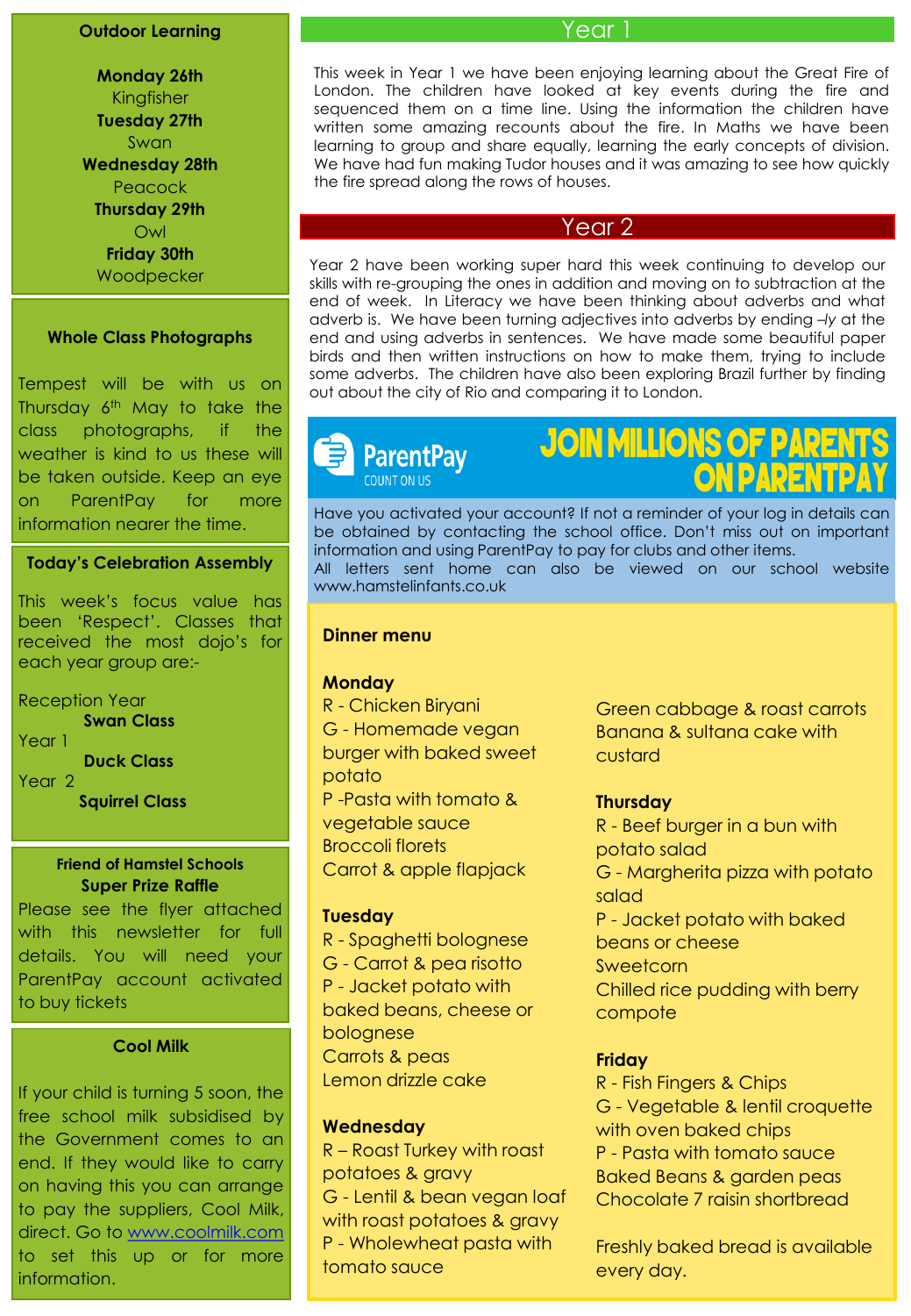### Outdoor Learning

**Monday 26th**
Kingfisher
**Tuesday 27th**
Swan
**Wednesday 28th**
Peacock
**Thursday 29th**
Owl
**Friday 30th**
Woodpecker

### Whole Class Photographs

Tempest will be with us on Thursday 6th May to take the class photographs, if the weather is kind to us these will be taken outside. Keep an eye on ParentPay for more information nearer the time.

### Today's Celebration Assembly

This week's focus value has been 'Respect'. Classes that received the most dojo's for each year group are:-

Reception Year
**Swan Class**
Year 1
**Duck Class**
Year 2
**Squirrel Class**

### Friend of Hamstel Schools Super Prize Raffle

Please see the flyer attached with this newsletter for full details. You will need your ParentPay account activated to buy tickets

### Cool Milk

If your child is turning 5 soon, the free school milk subsidised by the Government comes to an end. If they would like to carry on having this you can arrange to pay the suppliers, Cool Milk, direct. Go to www.coolmilk.com to set this up or for more information.

## Year 1

This week in Year 1 we have been enjoying learning about the Great Fire of London. The children have looked at key events during the fire and sequenced them on a time line. Using the information the children have written some amazing recounts about the fire. In Maths we have been learning to group and share equally, learning the early concepts of division. We have had fun making Tudor houses and it was amazing to see how quickly the fire spread along the rows of houses.

## Year 2

Year 2 have been working super hard this week continuing to develop our skills with re-grouping the ones in addition and moving on to subtraction at the end of week. In Literacy we have been thinking about adverbs and what adverb is. We have been turning adjectives into adverbs by ending *–ly* at the end and using adverbs in sentences. We have made some beautiful paper birds and then written instructions on how to make them, trying to include some adverbs. The children have also been exploring Brazil further by finding out about the city of Rio and comparing it to London.

## ParentPay — COUNT ON US

**JOIN MILLIONS OF PARENTS ON PARENTPAY**

Have you activated your account? If not a reminder of your log in details can be obtained by contacting the school office. Don't miss out on important information and using ParentPay to pay for clubs and other items.
All letters sent home can also be viewed on our school website www.hamstelinfants.co.uk

### Dinner menu

**Monday**
R - Chicken Biryani
G - Homemade vegan burger with baked sweet potato
P -Pasta with tomato & vegetable sauce
Broccoli florets
Carrot & apple flapjack

**Tuesday**
R - Spaghetti bolognese
G - Carrot & pea risotto
P - Jacket potato with baked beans, cheese or bolognese
Carrots & peas
Lemon drizzle cake

**Wednesday**
R – Roast Turkey with roast potatoes & gravy
G - Lentil & bean vegan loaf with roast potatoes & gravy
P - Wholewheat pasta with tomato sauce
Green cabbage & roast carrots
Banana & sultana cake with custard

**Thursday**
R - Beef burger in a bun with potato salad
G - Margherita pizza with potato salad
P - Jacket potato with baked beans or cheese
Sweetcorn
Chilled rice pudding with berry compote

**Friday**
R - Fish Fingers & Chips
G - Vegetable & lentil croquette with oven baked chips
P - Pasta with tomato sauce
Baked Beans & garden peas
Chocolate 7 raisin shortbread

Freshly baked bread is available every day.